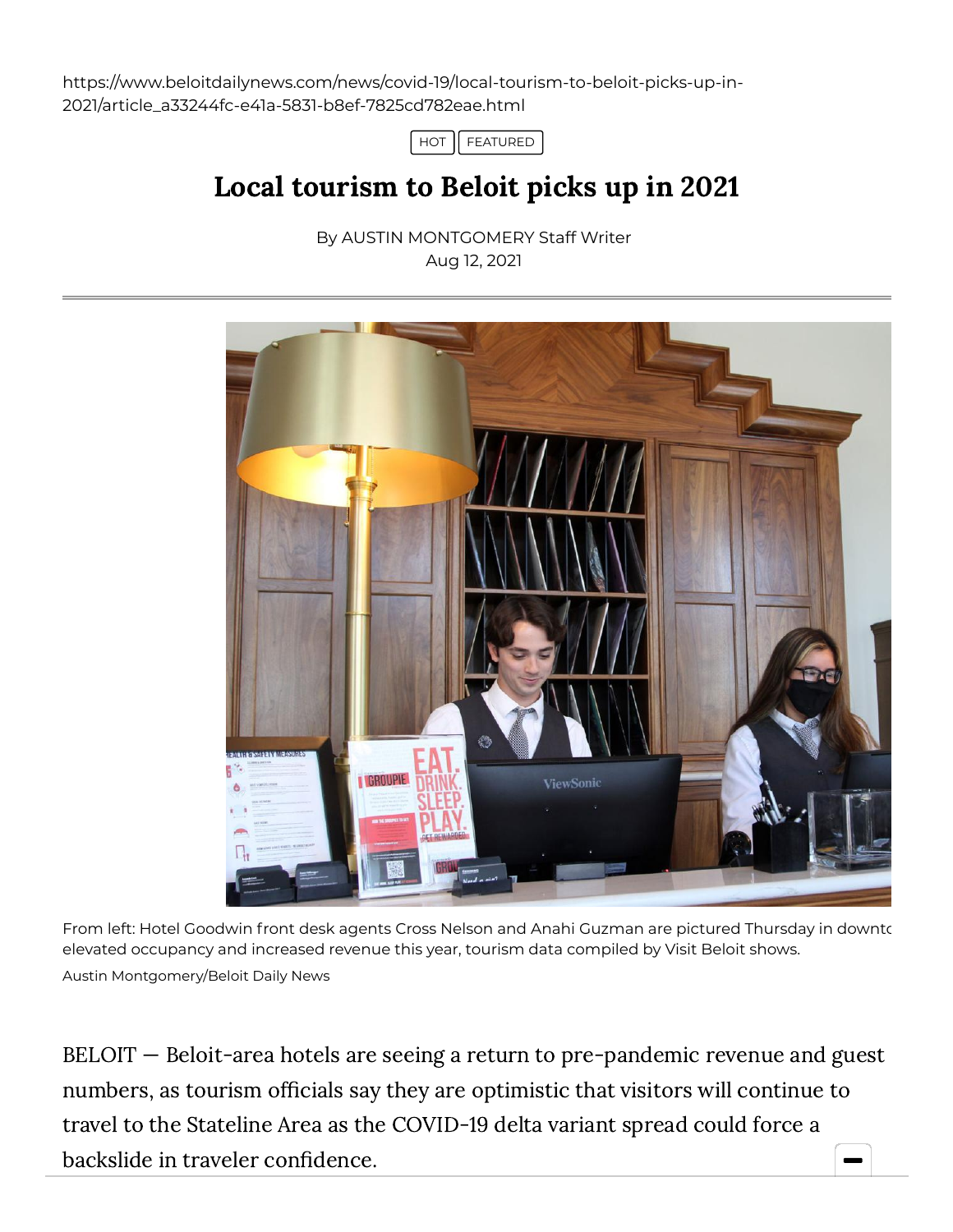https://www.beloitdailynews.com/news/covid-19/local-tourism-to-beloit-picks-up-in-2021/article_a33244fc-e41a-5831-b8ef-7825cd782eae.html

HOT FEATURED

# Local tourism to Beloit picks up in 2021

By AUSTIN MONTGOMERY Staff Writer
Aug 12, 2021

From left: Hotel Goodwin front desk agents Cross Nelson and Anahi Guzman are pictured Thursday in downtc elevated occupancy and increased revenue this year, tourism data compiled by Visit Beloit shows.

Austin Montgomery/Beloit Daily News

BELOIT — Beloit-area hotels are seeing a return to pre-pandemic revenue and guest numbers, as tourism officials say they are optimistic that visitors will continue to travel to the Stateline Area as the COVID-19 delta variant spread could force a backslide in traveler confidence.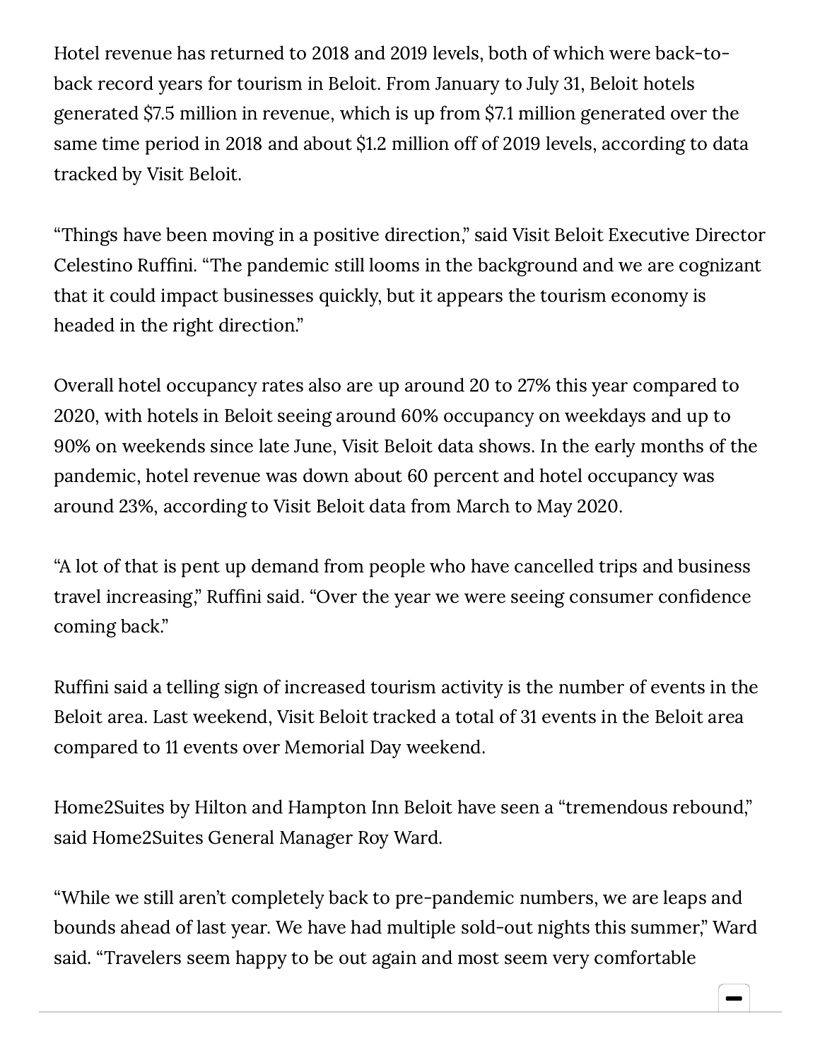Hotel revenue has returned to 2018 and 2019 levels, both of which were back-to-back record years for tourism in Beloit. From January to July 31, Beloit hotels generated $7.5 million in revenue, which is up from $7.1 million generated over the same time period in 2018 and about $1.2 million off of 2019 levels, according to data tracked by Visit Beloit.

“Things have been moving in a positive direction,” said Visit Beloit Executive Director Celestino Ruffini. “The pandemic still looms in the background and we are cognizant that it could impact businesses quickly, but it appears the tourism economy is headed in the right direction.”

Overall hotel occupancy rates also are up around 20 to 27% this year compared to 2020, with hotels in Beloit seeing around 60% occupancy on weekdays and up to 90% on weekends since late June, Visit Beloit data shows. In the early months of the pandemic, hotel revenue was down about 60 percent and hotel occupancy was around 23%, according to Visit Beloit data from March to May 2020.

“A lot of that is pent up demand from people who have cancelled trips and business travel increasing,” Ruffini said. “Over the year we were seeing consumer confidence coming back.”

Ruffini said a telling sign of increased tourism activity is the number of events in the Beloit area. Last weekend, Visit Beloit tracked a total of 31 events in the Beloit area compared to 11 events over Memorial Day weekend.

Home2Suites by Hilton and Hampton Inn Beloit have seen a “tremendous rebound,” said Home2Suites General Manager Roy Ward.

“While we still aren’t completely back to pre-pandemic numbers, we are leaps and bounds ahead of last year. We have had multiple sold-out nights this summer,” Ward said. “Travelers seem happy to be out again and most seem very comfortable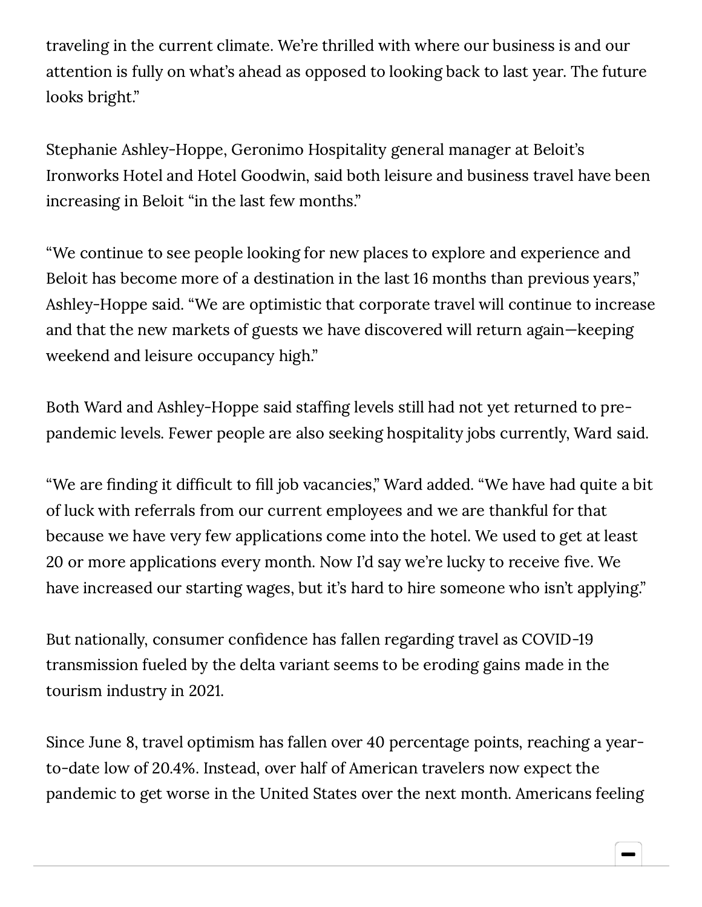traveling in the current climate. We're thrilled with where our business is and our attention is fully on what's ahead as opposed to looking back to last year. The future looks bright."

Stephanie Ashley-Hoppe, Geronimo Hospitality general manager at Beloit's Ironworks Hotel and Hotel Goodwin, said both leisure and business travel have been increasing in Beloit "in the last few months."

"We continue to see people looking for new places to explore and experience and Beloit has become more of a destination in the last 16 months than previous years," Ashley-Hoppe said. "We are optimistic that corporate travel will continue to increase and that the new markets of guests we have discovered will return again—keeping weekend and leisure occupancy high."

Both Ward and Ashley-Hoppe said staffing levels still had not yet returned to pre-pandemic levels. Fewer people are also seeking hospitality jobs currently, Ward said.

"We are finding it difficult to fill job vacancies," Ward added. "We have had quite a bit of luck with referrals from our current employees and we are thankful for that because we have very few applications come into the hotel. We used to get at least 20 or more applications every month. Now I'd say we're lucky to receive five. We have increased our starting wages, but it's hard to hire someone who isn't applying."

But nationally, consumer confidence has fallen regarding travel as COVID-19 transmission fueled by the delta variant seems to be eroding gains made in the tourism industry in 2021.

Since June 8, travel optimism has fallen over 40 percentage points, reaching a year-to-date low of 20.4%. Instead, over half of American travelers now expect the pandemic to get worse in the United States over the next month. Americans feeling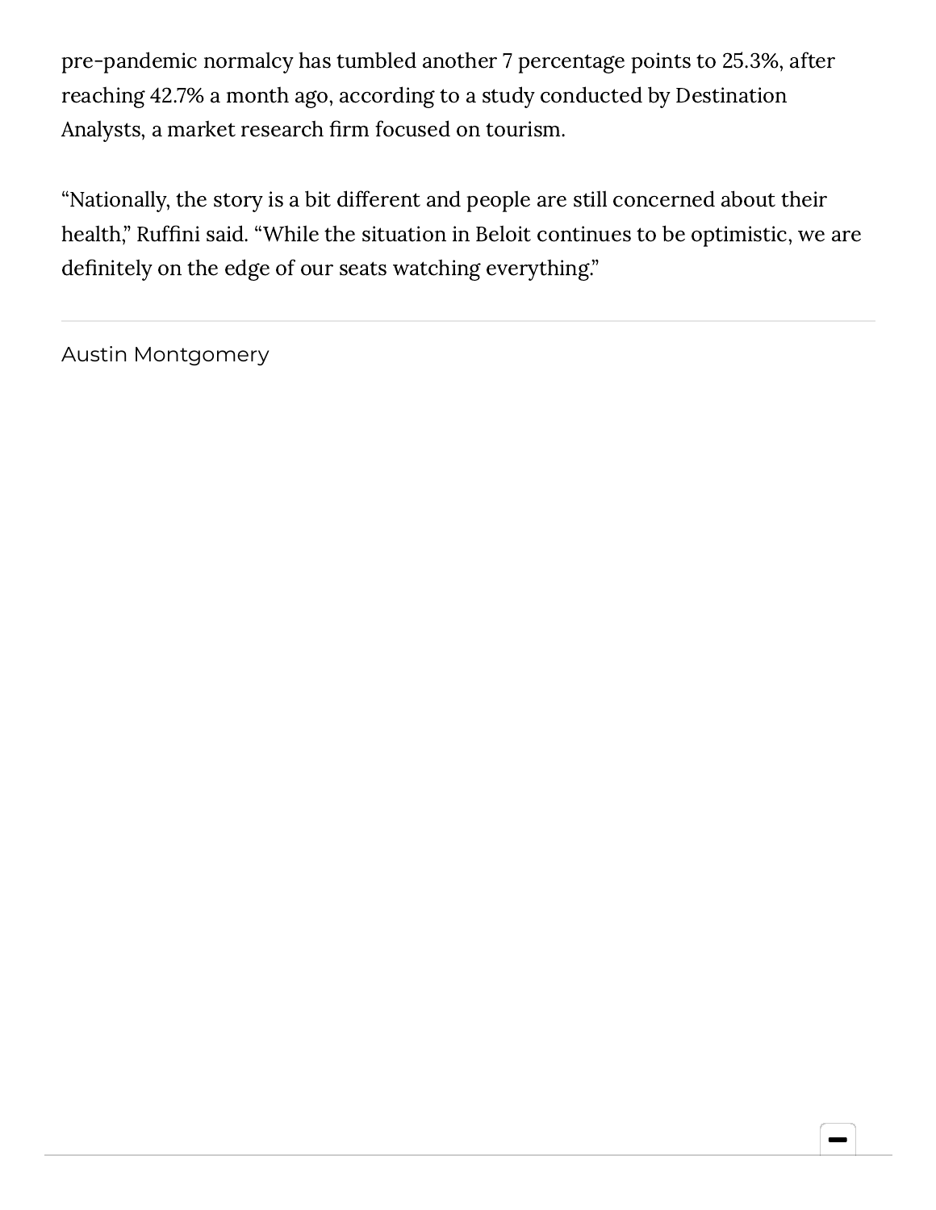pre-pandemic normalcy has tumbled another 7 percentage points to 25.3%, after reaching 42.7% a month ago, according to a study conducted by Destination Analysts, a market research firm focused on tourism.

"Nationally, the story is a bit different and people are still concerned about their health," Ruffini said. "While the situation in Beloit continues to be optimistic, we are definitely on the edge of our seats watching everything."

---

Austin Montgomery